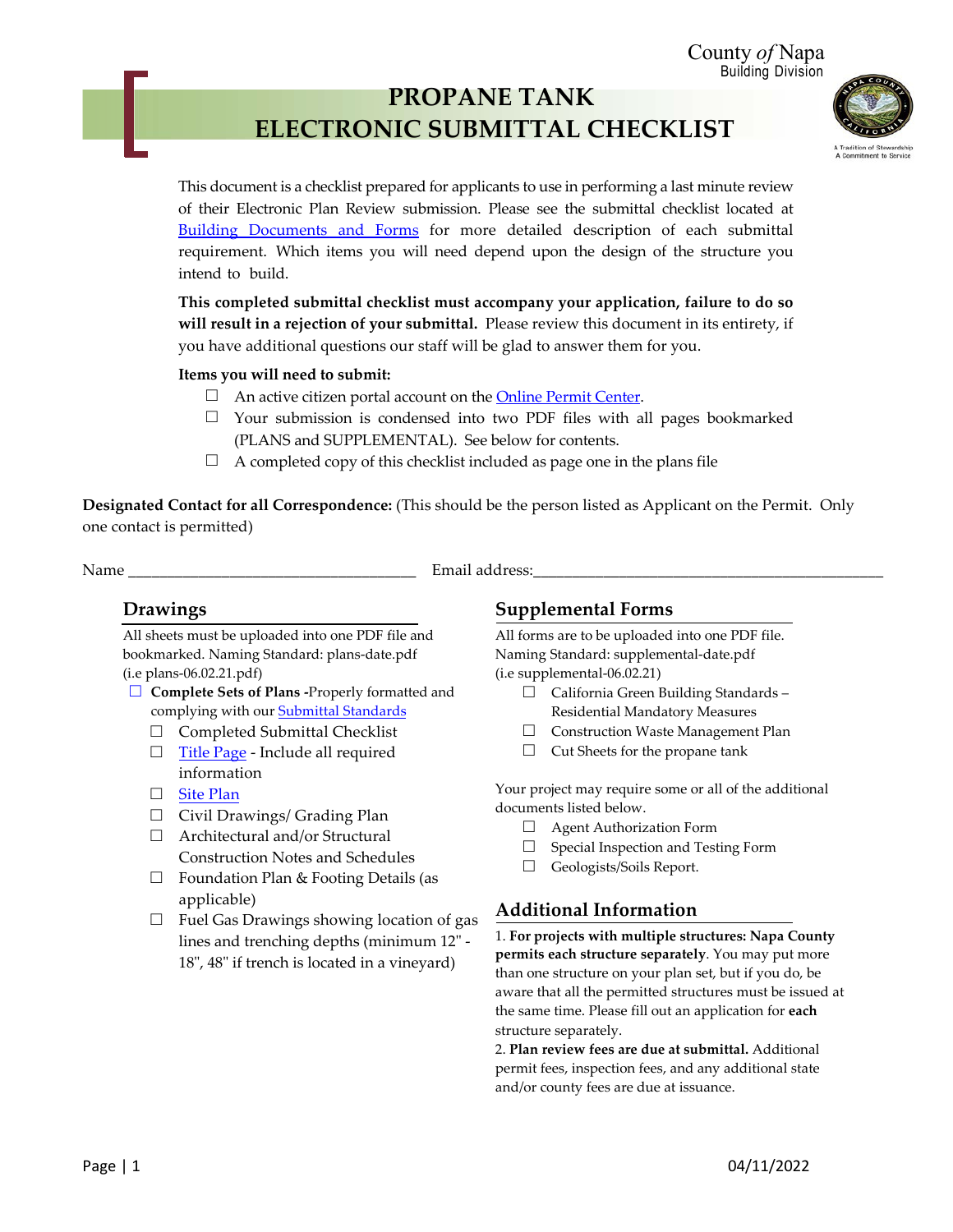County *of* Napa
Building Division

# PROPANE TANK ELECTRONIC SUBMITTAL CHECKLIST

A Tradition of Stewardship
A Commitment to Service

This document is a checklist prepared for applicants to use in performing a last minute review of their Electronic Plan Review submission. Please see the submittal checklist located at Building Documents and Forms for more detailed description of each submittal requirement. Which items you will need depend upon the design of the structure you intend to build.

**This completed submittal checklist must accompany your application, failure to do so will result in a rejection of your submittal.** Please review this document in its entirety, if you have additional questions our staff will be glad to answer them for you.

**Items you will need to submit:**

- ☐ An active citizen portal account on the Online Permit Center.
- ☐ Your submission is condensed into two PDF files with all pages bookmarked (PLANS and SUPPLEMENTAL). See below for contents.
- ☐ A completed copy of this checklist included as page one in the plans file

**Designated Contact for all Correspondence:** (This should be the person listed as Applicant on the Permit. Only one contact is permitted)

Name ____________________________________ Email address:_____________________________________________

## Drawings

All sheets must be uploaded into one PDF file and bookmarked. Naming Standard: plans-date.pdf (i.e plans-06.02.21.pdf)

- ☐ **Complete Sets of Plans -**Properly formatted and complying with our Submittal Standards
  - ☐ Completed Submittal Checklist
  - ☐ Title Page - Include all required information
  - ☐ Site Plan
  - ☐ Civil Drawings/ Grading Plan
  - ☐ Architectural and/or Structural Construction Notes and Schedules
  - ☐ Foundation Plan & Footing Details (as applicable)
  - ☐ Fuel Gas Drawings showing location of gas lines and trenching depths (minimum 12" - 18", 48" if trench is located in a vineyard)

## Supplemental Forms

All forms are to be uploaded into one PDF file. Naming Standard: supplemental-date.pdf (i.e supplemental-06.02.21)

- ☐ California Green Building Standards – Residential Mandatory Measures
- ☐ Construction Waste Management Plan
- ☐ Cut Sheets for the propane tank

Your project may require some or all of the additional documents listed below.

- ☐ Agent Authorization Form
- ☐ Special Inspection and Testing Form
- ☐ Geologists/Soils Report.

## Additional Information

1. **For projects with multiple structures: Napa County permits each structure separately**. You may put more than one structure on your plan set, but if you do, be aware that all the permitted structures must be issued at the same time. Please fill out an application for **each** structure separately.
2. **Plan review fees are due at submittal.** Additional permit fees, inspection fees, and any additional state and/or county fees are due at issuance.

04/11/2022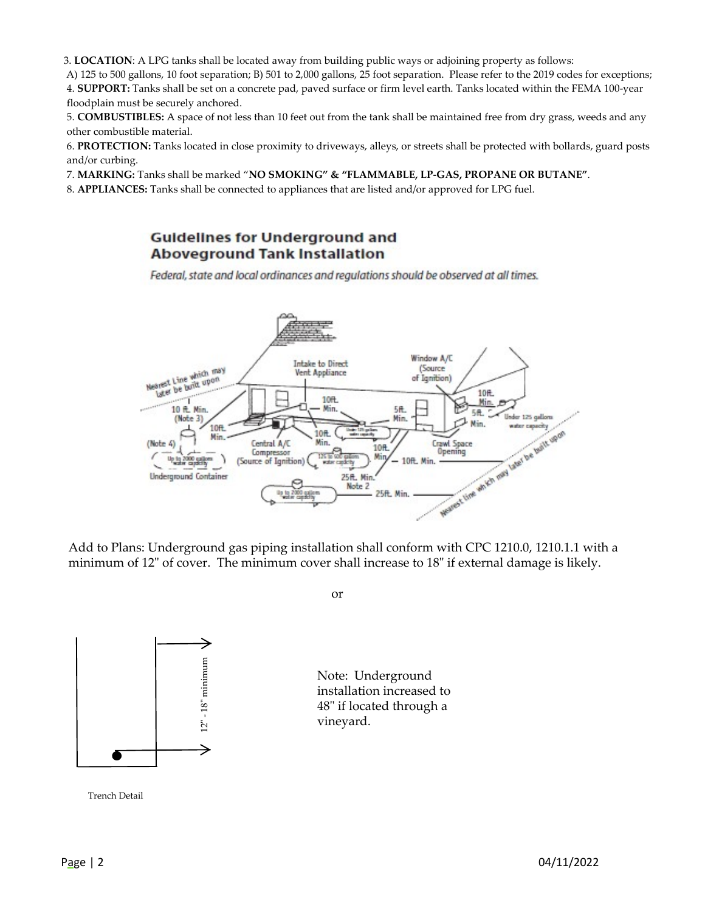3. **LOCATION**: A LPG tanks shall be located away from building public ways or adjoining property as follows:
A) 125 to 500 gallons, 10 foot separation; B) 501 to 2,000 gallons, 25 foot separation. Please refer to the 2019 codes for exceptions;
4. **SUPPORT:** Tanks shall be set on a concrete pad, paved surface or firm level earth. Tanks located within the FEMA 100-year floodplain must be securely anchored.
5. **COMBUSTIBLES:** A space of not less than 10 feet out from the tank shall be maintained free from dry grass, weeds and any other combustible material.
6. **PROTECTION:** Tanks located in close proximity to driveways, alleys, or streets shall be protected with bollards, guard posts and/or curbing.
7. **MARKING:** Tanks shall be marked "**NO SMOKING" & "FLAMMABLE, LP-GAS, PROPANE OR BUTANE"**.
8. **APPLIANCES:** Tanks shall be connected to appliances that are listed and/or approved for LPG fuel.

## Guidelines for Underground and Aboveground Tank Installation

*Federal, state and local ordinances and regulations should be observed at all times.*

Nearest Line which may later be built upon
10 ft. Min. (Note 3)
10ft. Min.
(Note 4)
Up to 2000 gallons water capacity
Underground Container
Intake to Direct Vent Appliance
10ft. Min.
10ft. Min.
Central A/C Compressor (Source of Ignition)
Under 125 gallons water capacity
125 to 500 gallons water capacity
10ft. Min.
5ft. Min.
25ft. Min. Note 2
Up to 2000 gallons water capacity
25ft. Min.
10ft. Min.
Window A/C (Source of Ignition)
10ft. Min.
5ft. Min.
Under 125 gallons water capacity
Crawl Space Opening
Nearest line which may later be built upon

Add to Plans: Underground gas piping installation shall conform with CPC 1210.0, 1210.1.1 with a minimum of 12" of cover. The minimum cover shall increase to 18" if external damage is likely.

or

12" - 18" minimum

Trench Detail

Note: Underground installation increased to 48" if located through a vineyard.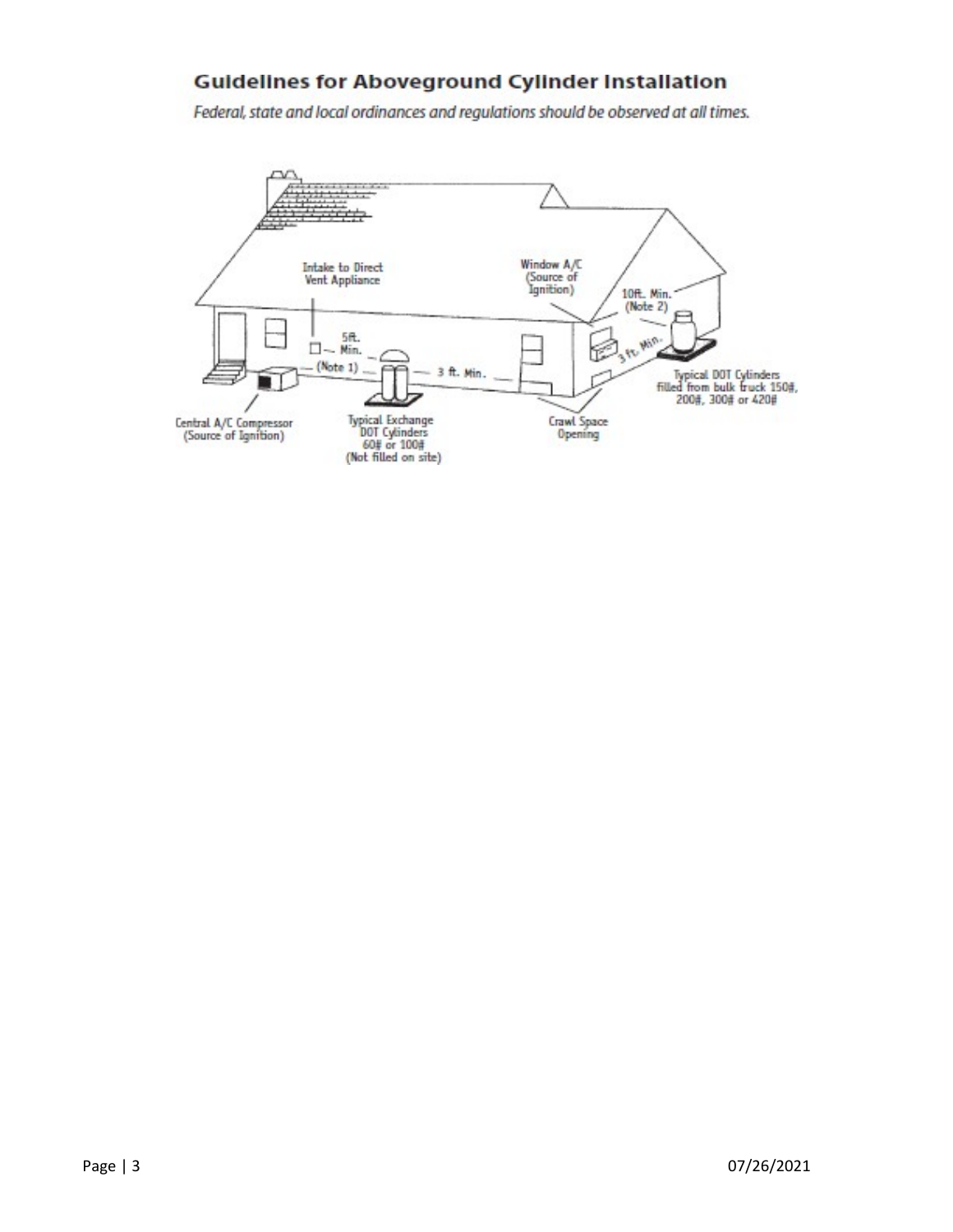## Guidelines for Aboveground Cylinder Installation

*Federal, state and local ordinances and regulations should be observed at all times.*

Intake to Direct Vent Appliance

Window A/C (Source of Ignition)

10ft. Min. (Note 2)

5ft. Min.

(Note 1)

3 ft. Min.

3 ft. Min.

Typical DOT Cylinders filled from bulk truck 150#, 200#, 300# or 420#

Central A/C Compressor (Source of Ignition)

Typical Exchange DOT Cylinders 60# or 100# (Not filled on site)

Crawl Space Opening